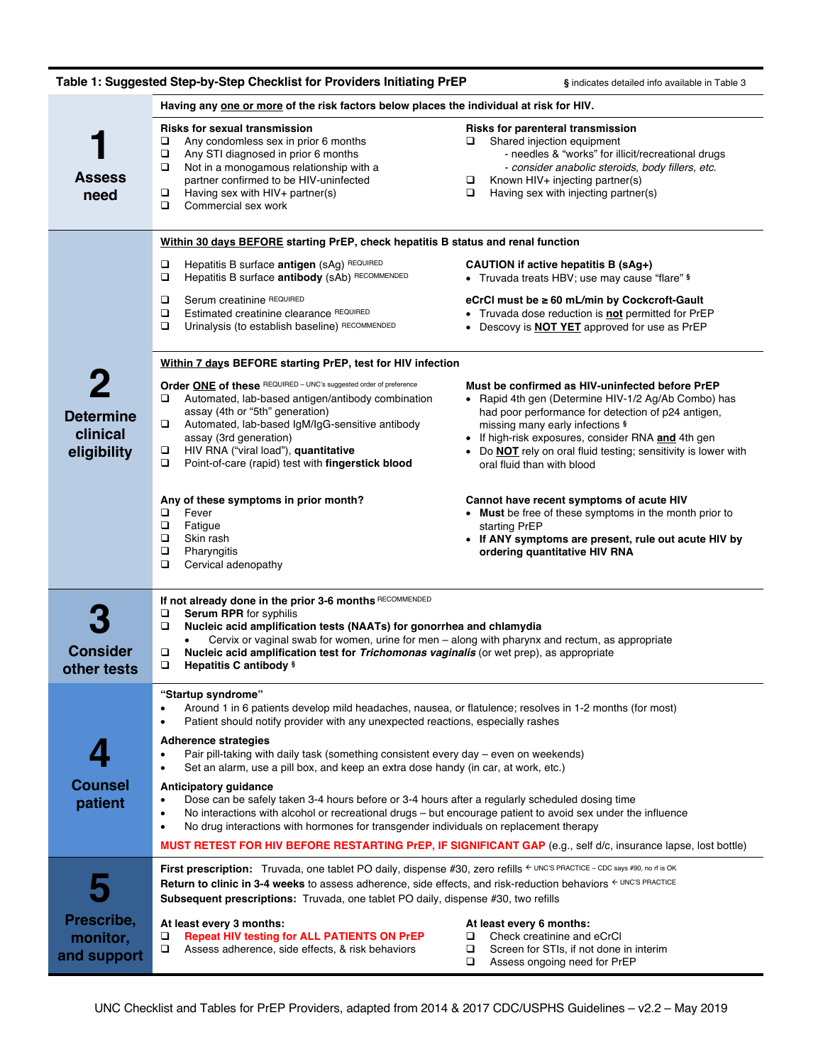## Table 1: Suggested Step-by-Step Checklist for Providers Initiating PrEP

§ indicates detailed info available in Table 3

### 1 Assess need

**Having any one or more of the risk factors below places the individual at risk for HIV.**

**Risks for sexual transmission**
- ❑ Any condomless sex in prior 6 months
- ❑ Any STI diagnosed in prior 6 months
- ❑ Not in a monogamous relationship with a partner confirmed to be HIV-uninfected
- ❑ Having sex with HIV+ partner(s)
- ❑ Commercial sex work

**Risks for parenteral transmission**
- ❑ Shared injection equipment
  - needles & "works" for illicit/recreational drugs
  - *consider anabolic steroids, body fillers, etc.*
- ❑ Known HIV+ injecting partner(s)
- ❑ Having sex with injecting partner(s)

### 2 Determine clinical eligibility

**Within 30 days BEFORE starting PrEP, check hepatitis B status and renal function**

- ❑ Hepatitis B surface **antigen** (sAg) REQUIRED
- ❑ Hepatitis B surface **antibody** (sAb) RECOMMENDED

**CAUTION if active hepatitis B (sAg+)**
- Truvada treats HBV; use may cause "flare" §

- ❑ Serum creatinine REQUIRED
- ❑ Estimated creatinine clearance REQUIRED
- ❑ Urinalysis (to establish baseline) RECOMMENDED

**eCrCl must be ≥ 60 mL/min by Cockcroft-Gault**
- Truvada dose reduction is **not** permitted for PrEP
- Descovy is **NOT YET** approved for use as PrEP

**Within 7 days BEFORE starting PrEP, test for HIV infection**

**Order ONE of these** REQUIRED – UNC's suggested order of preference
- ❑ Automated, lab-based antigen/antibody combination assay (4th or "5th" generation)
- ❑ Automated, lab-based IgM/IgG-sensitive antibody assay (3rd generation)
- ❑ HIV RNA ("viral load"), **quantitative**
- ❑ Point-of-care (rapid) test with **fingerstick blood**

**Must be confirmed as HIV-uninfected before PrEP**
- Rapid 4th gen (Determine HIV-1/2 Ag/Ab Combo) has had poor performance for detection of p24 antigen, missing many early infections §
- If high-risk exposures, consider RNA **and** 4th gen
- Do **NOT** rely on oral fluid testing; sensitivity is lower with oral fluid than with blood

**Any of these symptoms in prior month?**
- ❑ Fever
- ❑ Fatigue
- ❑ Skin rash
- ❑ Pharyngitis
- ❑ Cervical adenopathy

**Cannot have recent symptoms of acute HIV**
- **Must** be free of these symptoms in the month prior to starting PrEP
- **If ANY symptoms are present, rule out acute HIV by ordering quantitative HIV RNA**

### 3 Consider other tests

**If not already done in the prior 3-6 months** RECOMMENDED
- ❑ **Serum RPR** for syphilis
- ❑ **Nucleic acid amplification tests (NAATs) for gonorrhea and chlamydia**
  - Cervix or vaginal swab for women, urine for men – along with pharynx and rectum, as appropriate
- ❑ **Nucleic acid amplification test for *Trichomonas vaginalis*** (or wet prep), as appropriate
- ❑ **Hepatitis C antibody** §

### 4 Counsel patient

**"Startup syndrome"**
- Around 1 in 6 patients develop mild headaches, nausea, or flatulence; resolves in 1-2 months (for most)
- Patient should notify provider with any unexpected reactions, especially rashes

**Adherence strategies**
- Pair pill-taking with daily task (something consistent every day – even on weekends)
- Set an alarm, use a pill box, and keep an extra dose handy (in car, at work, etc.)

**Anticipatory guidance**
- Dose can be safely taken 3-4 hours before or 3-4 hours after a regularly scheduled dosing time
- No interactions with alcohol or recreational drugs – but encourage patient to avoid sex under the influence
- No drug interactions with hormones for transgender individuals on replacement therapy

**MUST RETEST FOR HIV BEFORE RESTARTING PrEP, IF SIGNIFICANT GAP** (e.g., self d/c, insurance lapse, lost bottle)

### 5 Prescribe, monitor, and support

**First prescription:** Truvada, one tablet PO daily, dispense #30, zero refills ← UNC'S PRACTICE – CDC says #90, no rf is OK

**Return to clinic in 3-4 weeks** to assess adherence, side effects, and risk-reduction behaviors ← UNC'S PRACTICE

**Subsequent prescriptions:** Truvada, one tablet PO daily, dispense #30, two refills

**At least every 3 months:**
- ❑ **Repeat HIV testing for ALL PATIENTS ON PrEP**
- ❑ Assess adherence, side effects, & risk behaviors

**At least every 6 months:**
- ❑ Check creatinine and eCrCl
- ❑ Screen for STIs, if not done in interim
- ❑ Assess ongoing need for PrEP

UNC Checklist and Tables for PrEP Providers, adapted from 2014 & 2017 CDC/USPHS Guidelines – v2.2 – May 2019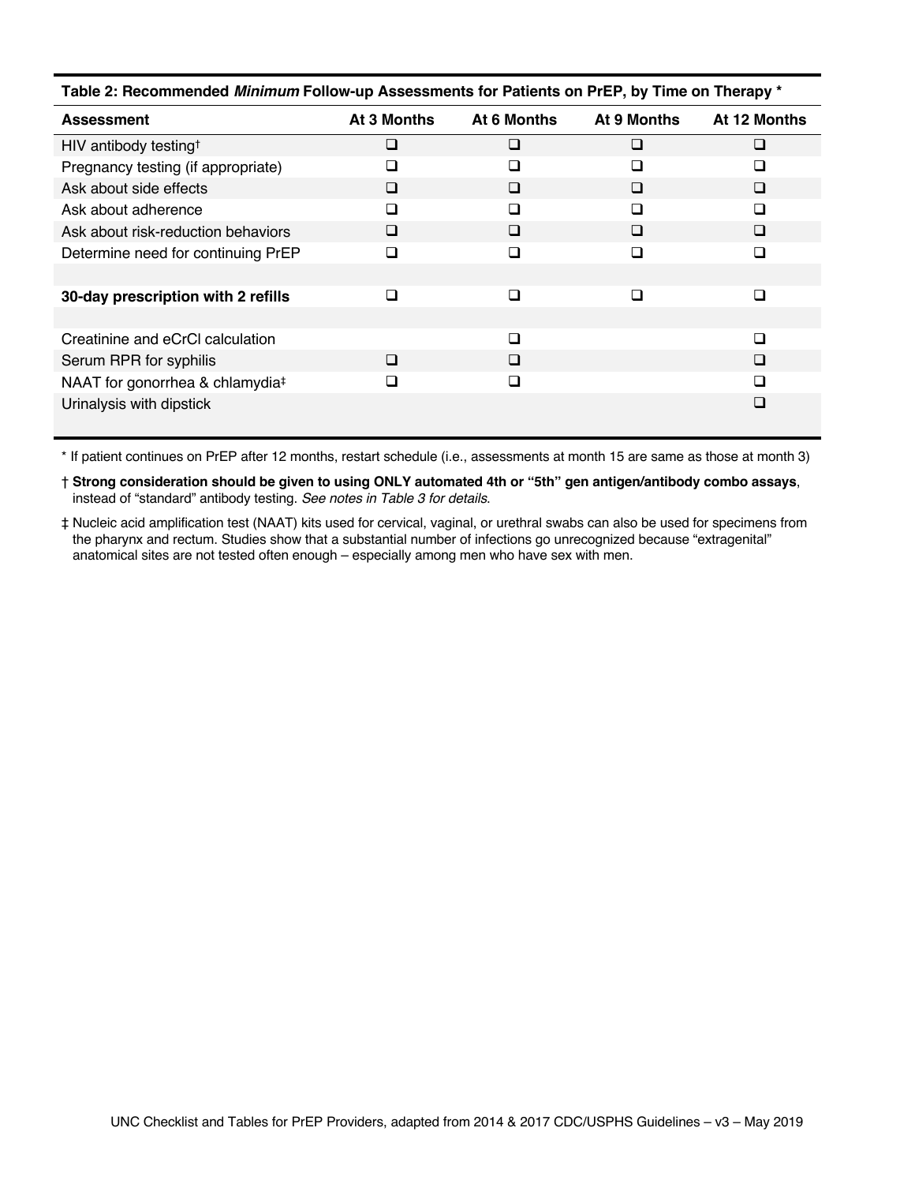**Table 2: Recommended *Minimum* Follow-up Assessments for Patients on PrEP, by Time on Therapy \***

| Assessment | At 3 Months | At 6 Months | At 9 Months | At 12 Months |
|---|---|---|---|---|
| HIV antibody testing† | ❑ | ❑ | ❑ | ❑ |
| Pregnancy testing (if appropriate) | ❑ | ❑ | ❑ | ❑ |
| Ask about side effects | ❑ | ❑ | ❑ | ❑ |
| Ask about adherence | ❑ | ❑ | ❑ | ❑ |
| Ask about risk-reduction behaviors | ❑ | ❑ | ❑ | ❑ |
| Determine need for continuing PrEP | ❑ | ❑ | ❑ | ❑ |
| | | | | |
| **30-day prescription with 2 refills** | ❑ | ❑ | ❑ | ❑ |
| | | | | |
| Creatinine and eCrCl calculation | | ❑ | | ❑ |
| Serum RPR for syphilis | ❑ | ❑ | | ❑ |
| NAAT for gonorrhea & chlamydia‡ | ❑ | ❑ | | ❑ |
| Urinalysis with dipstick | | | | ❑ |

\* If patient continues on PrEP after 12 months, restart schedule (i.e., assessments at month 15 are same as those at month 3)

† **Strong consideration should be given to using ONLY automated 4th or "5th" gen antigen/antibody combo assays**, instead of "standard" antibody testing. *See notes in Table 3 for details*.

‡ Nucleic acid amplification test (NAAT) kits used for cervical, vaginal, or urethral swabs can also be used for specimens from the pharynx and rectum. Studies show that a substantial number of infections go unrecognized because "extragenital" anatomical sites are not tested often enough – especially among men who have sex with men.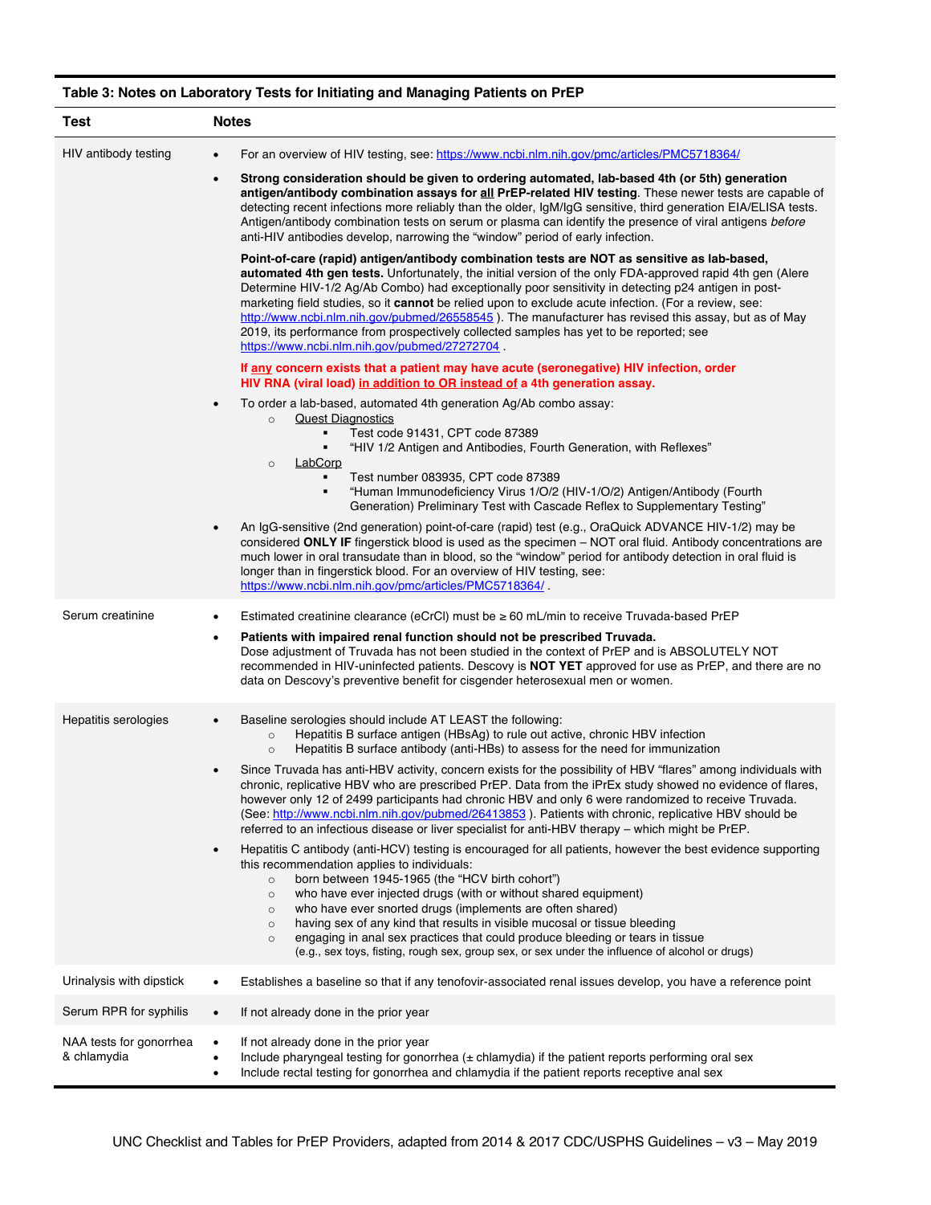**Table 3: Notes on Laboratory Tests for Initiating and Managing Patients on PrEP**

| Test | Notes |
|---|---|
| HIV antibody testing | • For an overview of HIV testing, see: https://www.ncbi.nlm.nih.gov/pmc/articles/PMC5718364/<br>• **Strong consideration should be given to ordering automated, lab-based 4th (or 5th) generation antigen/antibody combination assays for all PrEP-related HIV testing**. These newer tests are capable of detecting recent infections more reliably than the older, IgM/IgG sensitive, third generation EIA/ELISA tests. Antigen/antibody combination tests on serum or plasma can identify the presence of viral antigens *before* anti-HIV antibodies develop, narrowing the "window" period of early infection.<br>**Point-of-care (rapid) antigen/antibody combination tests are NOT as sensitive as lab-based, automated 4th gen tests.** Unfortunately, the initial version of the only FDA-approved rapid 4th gen (Alere Determine HIV-1/2 Ag/Ab Combo) had exceptionally poor sensitivity in detecting p24 antigen in post-marketing field studies, so it **cannot** be relied upon to exclude acute infection. (For a review, see: http://www.ncbi.nlm.nih.gov/pubmed/26558545 ). The manufacturer has revised this assay, but as of May 2019, its performance from prospectively collected samples has yet to be reported; see https://www.ncbi.nlm.nih.gov/pubmed/27272704 .<br>**If any concern exists that a patient may have acute (seronegative) HIV infection, order HIV RNA (viral load) in addition to OR instead of a 4th generation assay.**<br>• To order a lab-based, automated 4th generation Ag/Ab combo assay:<br>  ○ Quest Diagnostics<br>    ▪ Test code 91431, CPT code 87389<br>    ▪ "HIV 1/2 Antigen and Antibodies, Fourth Generation, with Reflexes"<br>  ○ LabCorp<br>    ▪ Test number 083935, CPT code 87389<br>    ▪ "Human Immunodeficiency Virus 1/O/2 (HIV-1/O/2) Antigen/Antibody (Fourth Generation) Preliminary Test with Cascade Reflex to Supplementary Testing"<br>• An IgG-sensitive (2nd generation) point-of-care (rapid) test (e.g., OraQuick ADVANCE HIV-1/2) may be considered **ONLY IF** fingerstick blood is used as the specimen – NOT oral fluid. Antibody concentrations are much lower in oral transudate than in blood, so the "window" period for antibody detection in oral fluid is longer than in fingerstick blood. For an overview of HIV testing, see: https://www.ncbi.nlm.nih.gov/pmc/articles/PMC5718364/ . |
| Serum creatinine | • Estimated creatinine clearance (eCrCl) must be ≥ 60 mL/min to receive Truvada-based PrEP<br>• **Patients with impaired renal function should not be prescribed Truvada.** Dose adjustment of Truvada has not been studied in the context of PrEP and is ABSOLUTELY NOT recommended in HIV-uninfected patients. Descovy is **NOT YET** approved for use as PrEP, and there are no data on Descovy's preventive benefit for cisgender heterosexual men or women. |
| Hepatitis serologies | • Baseline serologies should include AT LEAST the following:<br>  ○ Hepatitis B surface antigen (HBsAg) to rule out active, chronic HBV infection<br>  ○ Hepatitis B surface antibody (anti-HBs) to assess for the need for immunization<br>• Since Truvada has anti-HBV activity, concern exists for the possibility of HBV "flares" among individuals with chronic, replicative HBV who are prescribed PrEP. Data from the iPrEx study showed no evidence of flares, however only 12 of 2499 participants had chronic HBV and only 6 were randomized to receive Truvada. (See: http://www.ncbi.nlm.nih.gov/pubmed/26413853 ). Patients with chronic, replicative HBV should be referred to an infectious disease or liver specialist for anti-HBV therapy – which might be PrEP.<br>• Hepatitis C antibody (anti-HCV) testing is encouraged for all patients, however the best evidence supporting this recommendation applies to individuals:<br>  ○ born between 1945-1965 (the "HCV birth cohort")<br>  ○ who have ever injected drugs (with or without shared equipment)<br>  ○ who have ever snorted drugs (implements are often shared)<br>  ○ having sex of any kind that results in visible mucosal or tissue bleeding<br>  ○ engaging in anal sex practices that could produce bleeding or tears in tissue (e.g., sex toys, fisting, rough sex, group sex, or sex under the influence of alcohol or drugs) |
| Urinalysis with dipstick | • Establishes a baseline so that if any tenofovir-associated renal issues develop, you have a reference point |
| Serum RPR for syphilis | • If not already done in the prior year |
| NAA tests for gonorrhea & chlamydia | • If not already done in the prior year<br>• Include pharyngeal testing for gonorrhea (± chlamydia) if the patient reports performing oral sex<br>• Include rectal testing for gonorrhea and chlamydia if the patient reports receptive anal sex |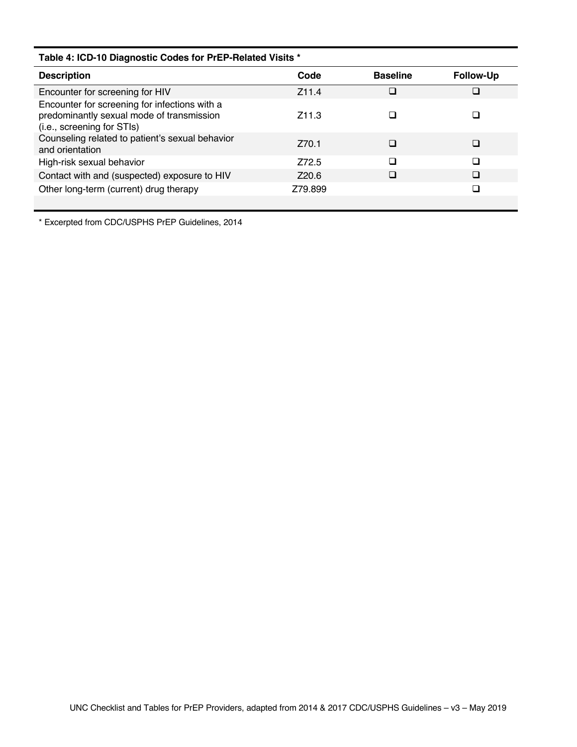**Table 4: ICD-10 Diagnostic Codes for PrEP-Related Visits \***

| Description | Code | Baseline | Follow-Up |
|---|---|---|---|
| Encounter for screening for HIV | Z11.4 | ☐ | ☐ |
| Encounter for screening for infections with a predominantly sexual mode of transmission (i.e., screening for STIs) | Z11.3 | ☐ | ☐ |
| Counseling related to patient's sexual behavior and orientation | Z70.1 | ☐ | ☐ |
| High-risk sexual behavior | Z72.5 | ☐ | ☐ |
| Contact with and (suspected) exposure to HIV | Z20.6 | ☐ | ☐ |
| Other long-term (current) drug therapy | Z79.899 | | ☐ |

\* Excerpted from CDC/USPHS PrEP Guidelines, 2014

UNC Checklist and Tables for PrEP Providers, adapted from 2014 & 2017 CDC/USPHS Guidelines – v3 – May 2019